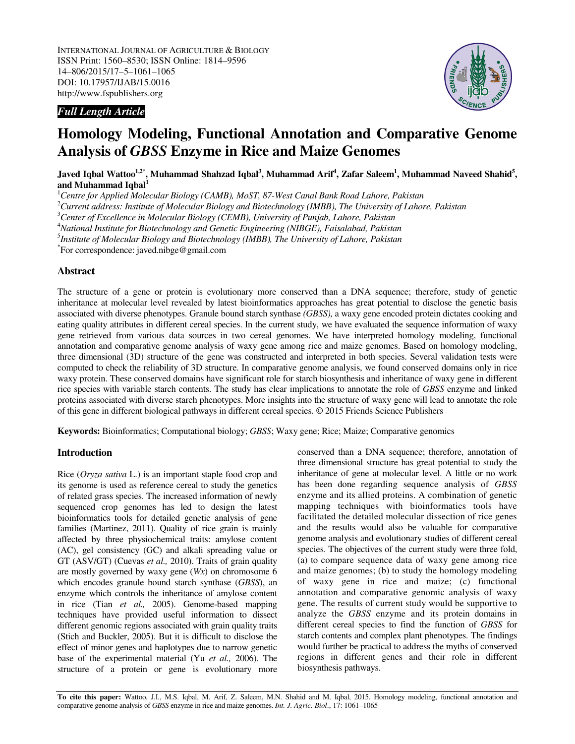INTERNATIONAL JOURNAL OF AGRICULTURE & BIOLOGY
ISSN Print: 1560–8530; ISSN Online: 1814–9596
14–806/2015/17–5–1061–1065
DOI: 10.17957/IJAB/15.0016
http://www.fspublishers.org

***Full Length Article***

# Homology Modeling, Functional Annotation and Comparative Genome Analysis of *GBSS* Enzyme in Rice and Maize Genomes

**Javed Iqbal Wattoo[1,2*], Muhammad Shahzad Iqbal[3], Muhammad Arif[4], Zafar Saleem[1], Muhammad Naveed Shahid[5], and Muhammad Iqbal[1]**

[1]*Centre for Applied Molecular Biology (CAMB), MoST, 87-West Canal Bank Road Lahore, Pakistan*
[2]*Current address: Institute of Molecular Biology and Biotechnology (IMBB), The University of Lahore, Pakistan*
[3]*Center of Excellence in Molecular Biology (CEMB), University of Punjab, Lahore, Pakistan*
[4]*National Institute for Biotechnology and Genetic Engineering (NIBGE), Faisalabad, Pakistan*
[5]*Institute of Molecular Biology and Biotechnology (IMBB), The University of Lahore, Pakistan*
[*]For correspondence: javed.nibge@gmail.com

## Abstract

The structure of a gene or protein is evolutionary more conserved than a DNA sequence; therefore, study of genetic inheritance at molecular level revealed by latest bioinformatics approaches has great potential to disclose the genetic basis associated with diverse phenotypes. Granule bound starch synthase *(GBSS),* a waxy gene encoded protein dictates cooking and eating quality attributes in different cereal species. In the current study, we have evaluated the sequence information of waxy gene retrieved from various data sources in two cereal genomes. We have interpreted homology modeling, functional annotation and comparative genome analysis of waxy gene among rice and maize genomes. Based on homology modeling, three dimensional (3D) structure of the gene was constructed and interpreted in both species. Several validation tests were computed to check the reliability of 3D structure. In comparative genome analysis, we found conserved domains only in rice waxy protein. These conserved domains have significant role for starch biosynthesis and inheritance of waxy gene in different rice species with variable starch contents. The study has clear implications to annotate the role of *GBSS* enzyme and linked proteins associated with diverse starch phenotypes. More insights into the structure of waxy gene will lead to annotate the role of this gene in different biological pathways in different cereal species. © 2015 Friends Science Publishers

**Keywords:** Bioinformatics; Computational biology; *GBSS*; Waxy gene; Rice; Maize; Comparative genomics

## Introduction

Rice (*Oryza sativa* L.) is an important staple food crop and its genome is used as reference cereal to study the genetics of related grass species. The increased information of newly sequenced crop genomes has led to design the latest bioinformatics tools for detailed genetic analysis of gene families (Martinez, 2011). Quality of rice grain is mainly affected by three physiochemical traits: amylose content (AC), gel consistency (GC) and alkali spreading value or GT (ASV/GT) (Cuevas *et al.,* 2010). Traits of grain quality are mostly governed by waxy gene (*Wx*) on chromosome 6 which encodes granule bound starch synthase (*GBSS*), an enzyme which controls the inheritance of amylose content in rice (Tian *et al.,* 2005). Genome-based mapping techniques have provided useful information to dissect different genomic regions associated with grain quality traits (Stich and Buckler, 2005). But it is difficult to disclose the effect of minor genes and haplotypes due to narrow genetic base of the experimental material (Yu *et al.,* 2006). The structure of a protein or gene is evolutionary more conserved than a DNA sequence; therefore, annotation of three dimensional structure has great potential to study the inheritance of gene at molecular level. A little or no work has been done regarding sequence analysis of *GBSS* enzyme and its allied proteins. A combination of genetic mapping techniques with bioinformatics tools have facilitated the detailed molecular dissection of rice genes and the results would also be valuable for comparative genome analysis and evolutionary studies of different cereal species. The objectives of the current study were three fold, (a) to compare sequence data of waxy gene among rice and maize genomes; (b) to study the homology modeling of waxy gene in rice and maize; (c) functional annotation and comparative genomic analysis of waxy gene. The results of current study would be supportive to analyze the *GBSS* enzyme and its protein domains in different cereal species to find the function of *GBSS* for starch contents and complex plant phenotypes. The findings would further be practical to address the myths of conserved regions in different genes and their role in different biosynthesis pathways.

**To cite this paper:** Wattoo, J.I., M.S. Iqbal, M. Arif, Z. Saleem, M.N. Shahid and M. Iqbal, 2015. Homology modeling, functional annotation and comparative genome analysis of *GBSS* enzyme in rice and maize genomes. *Int. J. Agric. Biol.*, 17: 1061–1065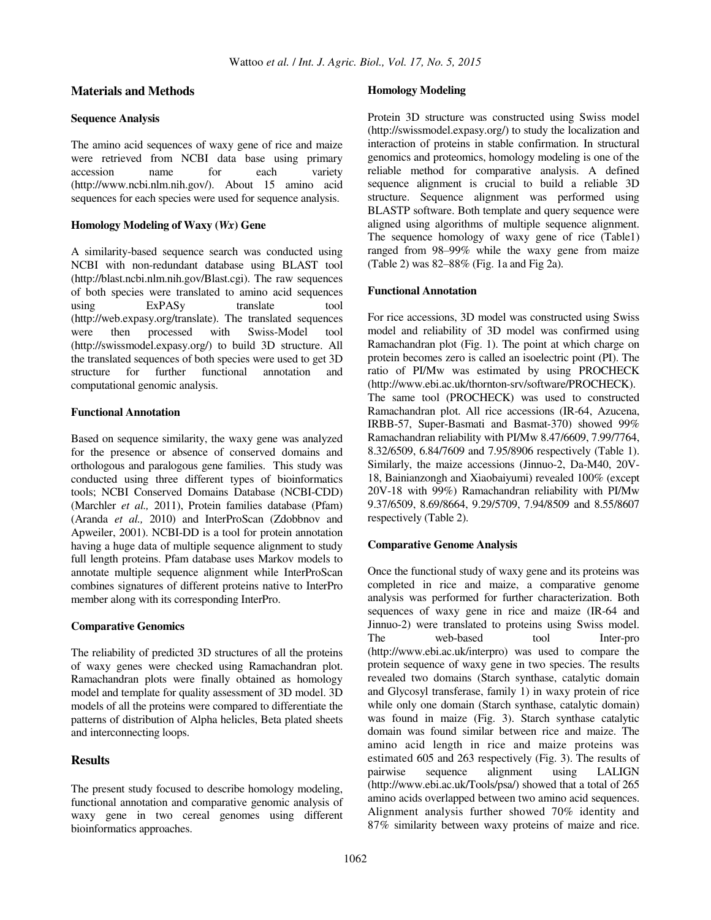## Materials and Methods

### Sequence Analysis

The amino acid sequences of waxy gene of rice and maize were retrieved from NCBI data base using primary accession name for each variety (http://www.ncbi.nlm.nih.gov/). About 15 amino acid sequences for each species were used for sequence analysis.

### Homology Modeling of Waxy (*Wx*) Gene

A similarity-based sequence search was conducted using NCBI with non-redundant database using BLAST tool (http://blast.ncbi.nlm.nih.gov/Blast.cgi). The raw sequences of both species were translated to amino acid sequences using ExPASy translate tool (http://web.expasy.org/translate). The translated sequences were then processed with Swiss-Model tool (http://swissmodel.expasy.org/) to build 3D structure. All the translated sequences of both species were used to get 3D structure for further functional annotation and computational genomic analysis.

### Functional Annotation

Based on sequence similarity, the waxy gene was analyzed for the presence or absence of conserved domains and orthologous and paralogous gene families. This study was conducted using three different types of bioinformatics tools; NCBI Conserved Domains Database (NCBI-CDD) (Marchler *et al.,* 2011), Protein families database (Pfam) (Aranda *et al.,* 2010) and InterProScan (Zdobbnov and Apweiler, 2001). NCBI-DD is a tool for protein annotation having a huge data of multiple sequence alignment to study full length proteins. Pfam database uses Markov models to annotate multiple sequence alignment while InterProScan combines signatures of different proteins native to InterPro member along with its corresponding InterPro.

### Comparative Genomics

The reliability of predicted 3D structures of all the proteins of waxy genes were checked using Ramachandran plot. Ramachandran plots were finally obtained as homology model and template for quality assessment of 3D model. 3D models of all the proteins were compared to differentiate the patterns of distribution of Alpha helicles, Beta plated sheets and interconnecting loops.

## Results

The present study focused to describe homology modeling, functional annotation and comparative genomic analysis of waxy gene in two cereal genomes using different bioinformatics approaches.

### Homology Modeling

Protein 3D structure was constructed using Swiss model (http://swissmodel.expasy.org/) to study the localization and interaction of proteins in stable confirmation. In structural genomics and proteomics, homology modeling is one of the reliable method for comparative analysis. A defined sequence alignment is crucial to build a reliable 3D structure. Sequence alignment was performed using BLASTP software. Both template and query sequence were aligned using algorithms of multiple sequence alignment. The sequence homology of waxy gene of rice (Table1) ranged from 98–99% while the waxy gene from maize (Table 2) was 82–88% (Fig. 1a and Fig 2a).

### Functional Annotation

For rice accessions, 3D model was constructed using Swiss model and reliability of 3D model was confirmed using Ramachandran plot (Fig. 1). The point at which charge on protein becomes zero is called an isoelectric point (PI). The ratio of PI/Mw was estimated by using PROCHECK (http://www.ebi.ac.uk/thornton-srv/software/PROCHECK). The same tool (PROCHECK) was used to constructed Ramachandran plot. All rice accessions (IR-64, Azucena, IRBB-57, Super-Basmati and Basmat-370) showed 99% Ramachandran reliability with PI/Mw 8.47/6609, 7.99/7764, 8.32/6509, 6.84/7609 and 7.95/8906 respectively (Table 1). Similarly, the maize accessions (Jinnuo-2, Da-M40, 20V-18, Bainianzongh and Xiaobaiyumi) revealed 100% (except 20V-18 with 99%) Ramachandran reliability with PI/Mw 9.37/6509, 8.69/8664, 9.29/5709, 7.94/8509 and 8.55/8607 respectively (Table 2).

### Comparative Genome Analysis

Once the functional study of waxy gene and its proteins was completed in rice and maize, a comparative genome analysis was performed for further characterization. Both sequences of waxy gene in rice and maize (IR-64 and Jinnuo-2) were translated to proteins using Swiss model. The web-based tool Inter-pro (http://www.ebi.ac.uk/interpro) was used to compare the protein sequence of waxy gene in two species. The results revealed two domains (Starch synthase, catalytic domain and Glycosyl transferase, family 1) in waxy protein of rice while only one domain (Starch synthase, catalytic domain) was found in maize (Fig. 3). Starch synthase catalytic domain was found similar between rice and maize. The amino acid length in rice and maize proteins was estimated 605 and 263 respectively (Fig. 3). The results of pairwise sequence alignment using LALIGN (http://www.ebi.ac.uk/Tools/psa/) showed that a total of 265 amino acids overlapped between two amino acid sequences. Alignment analysis further showed 70% identity and 87% similarity between waxy proteins of maize and rice.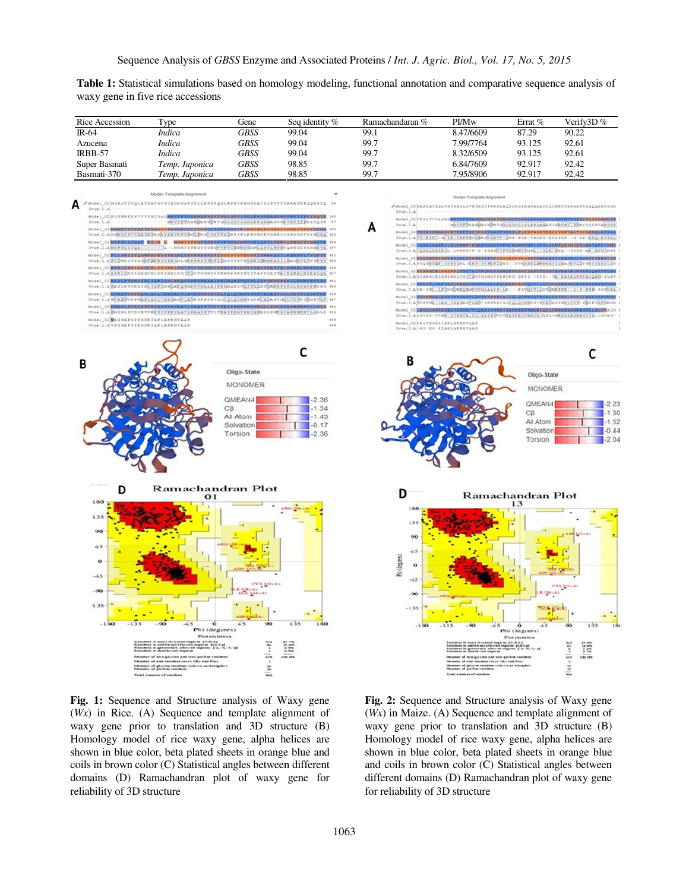**Table 1:** Statistical simulations based on homology modeling, functional annotation and comparative sequence analysis of waxy gene in five rice accessions

| Rice Accession | Type | Gene | Seq identity % | Ramachandaran % | PI/Mw | Errat % | Verify3D % |
|---|---|---|---|---|---|---|---|
| IR-64 | *Indica* | *GBSS* | 99.04 | 99.1 | 8.47/6609 | 87.29 | 90.22 |
| Azucena | *Indica* | *GBSS* | 99.04 | 99.7 | 7.99/7764 | 93.125 | 92.61 |
| IRBB-57 | *Indica* | *GBSS* | 99.04 | 99.7 | 8.32/6509 | 93.125 | 92.61 |
| Super Basmati | *Temp. Japonica* | *GBSS* | 98.85 | 99.7 | 6.84/7609 | 92.917 | 92.42 |
| Basmati-370 | *Temp. Japonica* | *GBSS* | 98.85 | 99.7 | 7.95/8906 | 92.917 | 92.42 |

**Fig. 1:** Sequence and Structure analysis of Waxy gene (*Wx*) in Rice. (A) Sequence and template alignment of waxy gene prior to translation and 3D structure (B) Homology model of rice waxy gene, alpha helices are shown in blue color, beta plated sheets in orange blue and coils in brown color (C) Statistical angles between different domains (D) Ramachandran plot of waxy gene for reliability of 3D structure

**Fig. 2:** Sequence and Structure analysis of Waxy gene (*Wx*) in Maize. (A) Sequence and template alignment of waxy gene prior to translation and 3D structure (B) Homology model of rice waxy gene, alpha helices are shown in blue color, beta plated sheets in orange blue and coils in brown color (C) Statistical angles between different domains (D) Ramachandran plot of waxy gene for reliability of 3D structure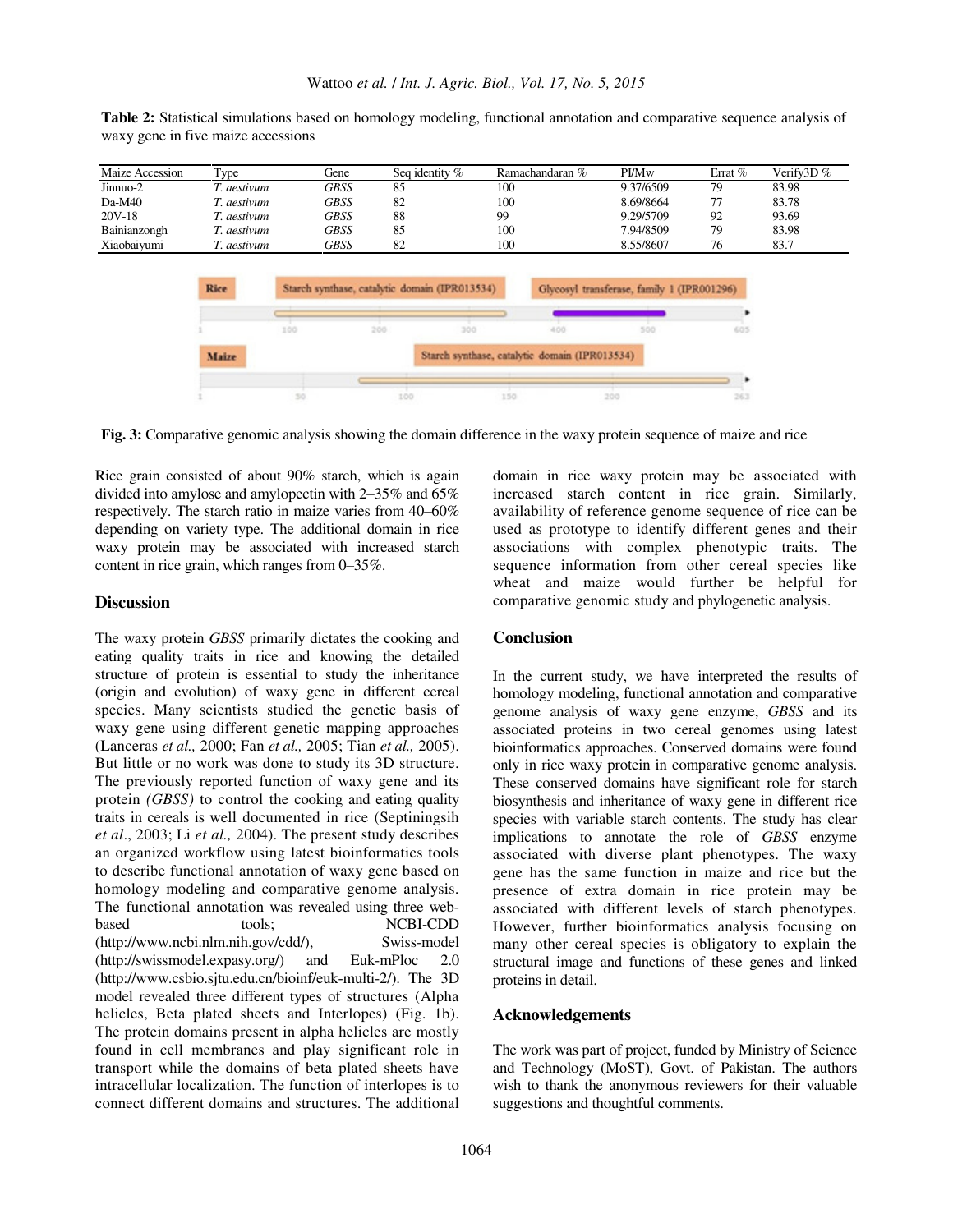**Table 2:** Statistical simulations based on homology modeling, functional annotation and comparative sequence analysis of waxy gene in five maize accessions

| Maize Accession | Type | Gene | Seq identity % | Ramachandaran % | PI/Mw | Errat % | Verify3D % |
|---|---|---|---|---|---|---|---|
| Jinnuo-2 | *T. aestivum* | *GBSS* | 85 | 100 | 9.37/6509 | 79 | 83.98 |
| Da-M40 | *T. aestivum* | *GBSS* | 82 | 100 | 8.69/8664 | 77 | 83.78 |
| 20V-18 | *T. aestivum* | *GBSS* | 88 | 99 | 9.29/5709 | 92 | 93.69 |
| Bainianzongh | *T. aestivum* | *GBSS* | 85 | 100 | 7.94/8509 | 79 | 83.98 |
| Xiaobaiyumi | *T. aestivum* | *GBSS* | 82 | 100 | 8.55/8607 | 76 | 83.7 |

**Fig. 3:** Comparative genomic analysis showing the domain difference in the waxy protein sequence of maize and rice

Rice grain consisted of about 90% starch, which is again divided into amylose and amylopectin with 2–35% and 65% respectively. The starch ratio in maize varies from 40–60% depending on variety type. The additional domain in rice waxy protein may be associated with increased starch content in rice grain, which ranges from 0–35%.

## Discussion

The waxy protein *GBSS* primarily dictates the cooking and eating quality traits in rice and knowing the detailed structure of protein is essential to study the inheritance (origin and evolution) of waxy gene in different cereal species. Many scientists studied the genetic basis of waxy gene using different genetic mapping approaches (Lanceras *et al.,* 2000; Fan *et al.,* 2005; Tian *et al.,* 2005). But little or no work was done to study its 3D structure. The previously reported function of waxy gene and its protein *(GBSS)* to control the cooking and eating quality traits in cereals is well documented in rice (Septiningsih *et al*., 2003; Li *et al.,* 2004). The present study describes an organized workflow using latest bioinformatics tools to describe functional annotation of waxy gene based on homology modeling and comparative genome analysis. The functional annotation was revealed using three web-based tools; NCBI-CDD (http://www.ncbi.nlm.nih.gov/cdd/), Swiss-model (http://swissmodel.expasy.org/) and Euk-mPloc 2.0 (http://www.csbio.sjtu.edu.cn/bioinf/euk-multi-2/). The 3D model revealed three different types of structures (Alpha helicles, Beta plated sheets and Interlopes) (Fig. 1b). The protein domains present in alpha helices are mostly found in cell membranes and play significant role in transport while the domains of beta plated sheets have intracellular localization. The function of interlopes is to connect different domains and structures. The additional domain in rice waxy protein may be associated with increased starch content in rice grain. Similarly, availability of reference genome sequence of rice can be used as prototype to identify different genes and their associations with complex phenotypic traits. The sequence information from other cereal species like wheat and maize would further be helpful for comparative genomic study and phylogenetic analysis.

## Conclusion

In the current study, we have interpreted the results of homology modeling, functional annotation and comparative genome analysis of waxy gene enzyme, *GBSS* and its associated proteins in two cereal genomes using latest bioinformatics approaches. Conserved domains were found only in rice waxy protein in comparative genome analysis. These conserved domains have significant role for starch biosynthesis and inheritance of waxy gene in different rice species with variable starch contents. The study has clear implications to annotate the role of *GBSS* enzyme associated with diverse plant phenotypes. The waxy gene has the same function in maize and rice but the presence of extra domain in rice protein may be associated with different levels of starch phenotypes. However, further bioinformatics analysis focusing on many other cereal species is obligatory to explain the structural image and functions of these genes and linked proteins in detail.

## Acknowledgements

The work was part of project, funded by Ministry of Science and Technology (MoST), Govt. of Pakistan. The authors wish to thank the anonymous reviewers for their valuable suggestions and thoughtful comments.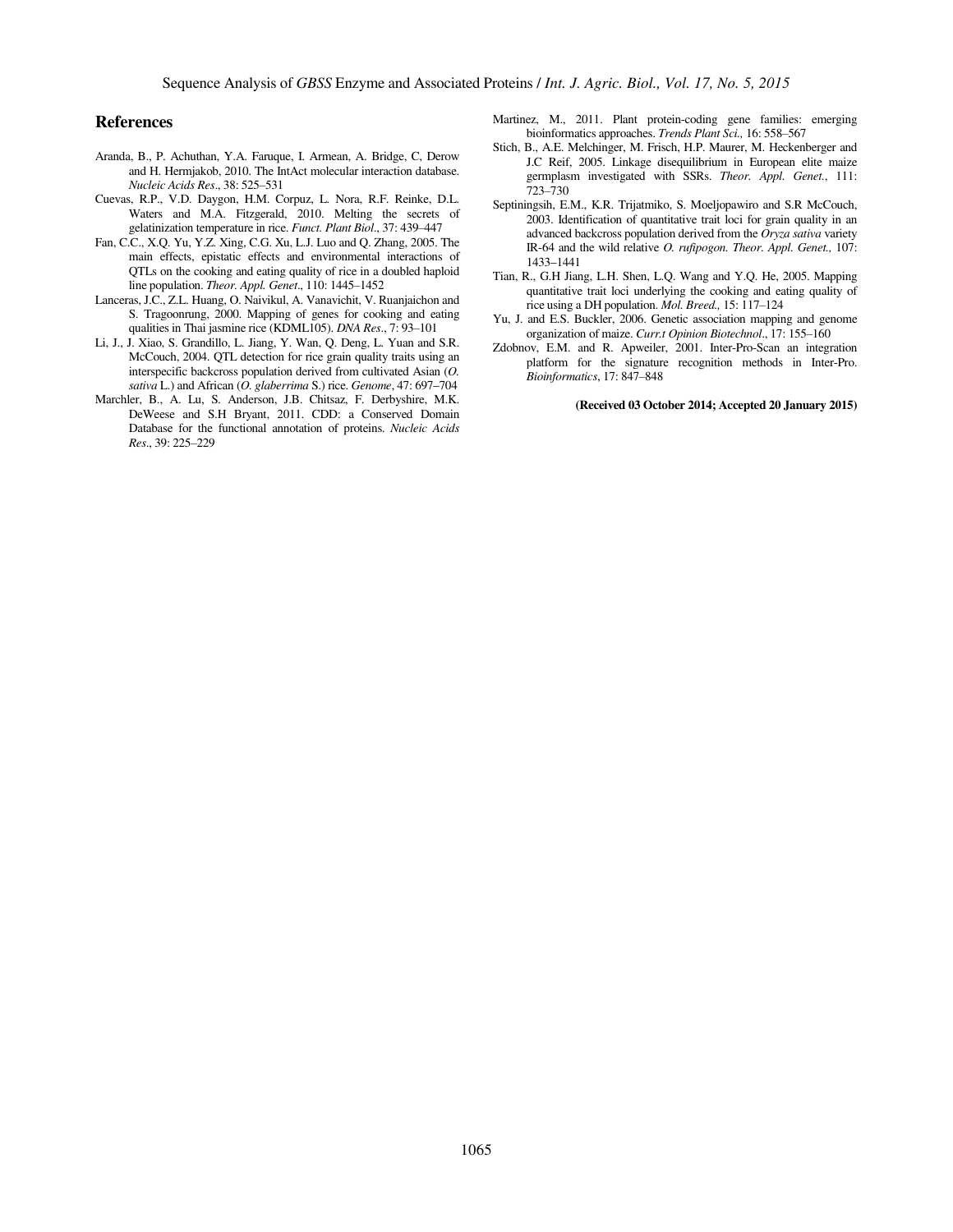## References

Aranda, B., P. Achuthan, Y.A. Faruque, I. Armean, A. Bridge, C, Derow and H. Hermjakob, 2010. The IntAct molecular interaction database. *Nucleic Acids Res*., 38: 525–531

Cuevas, R.P., V.D. Daygon, H.M. Corpuz, L. Nora, R.F. Reinke, D.L. Waters and M.A. Fitzgerald, 2010. Melting the secrets of gelatinization temperature in rice. *Funct. Plant Biol*., 37: 439–447

Fan, C.C., X.Q. Yu, Y.Z. Xing, C.G. Xu, L.J. Luo and Q. Zhang, 2005. The main effects, epistatic effects and environmental interactions of QTLs on the cooking and eating quality of rice in a doubled haploid line population. *Theor. Appl. Genet*., 110: 1445–1452

Lanceras, J.C., Z.L. Huang, O. Naivikul, A. Vanavichit, V. Ruanjaichon and S. Tragoonrung, 2000. Mapping of genes for cooking and eating qualities in Thai jasmine rice (KDML105). *DNA Res*., 7: 93–101

Li, J., J. Xiao, S. Grandillo, L. Jiang, Y. Wan, Q. Deng, L. Yuan and S.R. McCouch, 2004. QTL detection for rice grain quality traits using an interspecific backcross population derived from cultivated Asian (*O. sativa* L.) and African (*O. glaberrima* S.) rice. *Genome*, 47: 697–704

Marchler, B., A. Lu, S. Anderson, J.B. Chitsaz, F. Derbyshire, M.K. DeWeese and S.H Bryant, 2011. CDD: a Conserved Domain Database for the functional annotation of proteins. *Nucleic Acids Res*., 39: 225–229

Martinez, M., 2011. Plant protein-coding gene families: emerging bioinformatics approaches. *Trends Plant Sci.,* 16: 558–567

Stich, B., A.E. Melchinger, M. Frisch, H.P. Maurer, M. Heckenberger and J.C Reif, 2005. Linkage disequilibrium in European elite maize germplasm investigated with SSRs. *Theor. Appl. Genet.*, 111: 723–730

Septiningsih, E.M., K.R. Trijatmiko, S. Moeljopawiro and S.R McCouch, 2003. Identification of quantitative trait loci for grain quality in an advanced backcross population derived from the *Oryza sativa* variety IR-64 and the wild relative *O. rufipogon. Theor. Appl. Genet.,* 107: 1433–1441

Tian, R., G.H Jiang, L.H. Shen, L.Q. Wang and Y.Q. He, 2005. Mapping quantitative trait loci underlying the cooking and eating quality of rice using a DH population. *Mol. Breed.,* 15: 117–124

Yu, J. and E.S. Buckler, 2006. Genetic association mapping and genome organization of maize. *Curr.t Opinion Biotechnol*., 17: 155–160

Zdobnov, E.M. and R. Apweiler, 2001. Inter-Pro-Scan an integration platform for the signature recognition methods in Inter-Pro. *Bioinformatics*, 17: 847–848

**(Received 03 October 2014; Accepted 20 January 2015)**